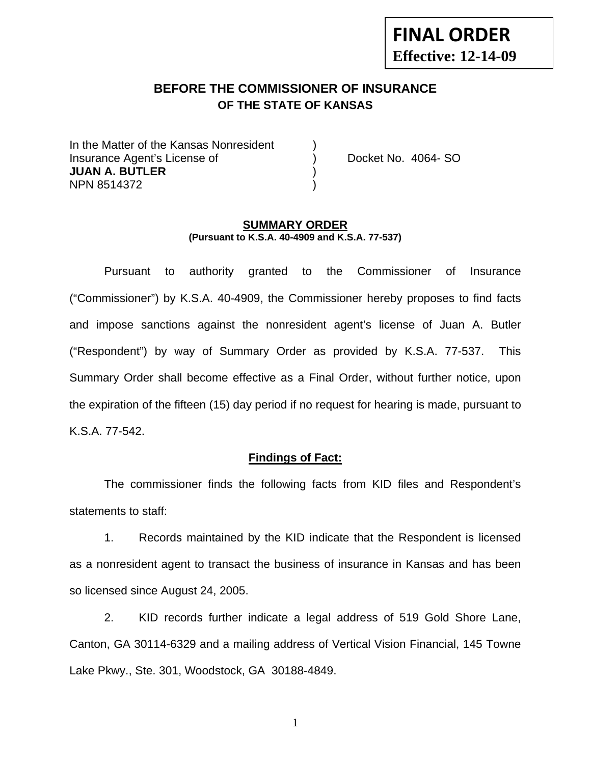**FINAL ORDER**
**Effective: 12-14-09**

## BEFORE THE COMMISSIONER OF INSURANCE
### OF THE STATE OF KANSAS

| | | |
|---|---|---|
| In the Matter of the Kansas Nonresident | ) | |
| Insurance Agent's License of | ) | Docket No. 4064- SO |
| **JUAN A. BUTLER** | ) | |
| NPN 8514372 | ) | |

**SUMMARY ORDER**
**(Pursuant to K.S.A. 40-4909 and K.S.A. 77-537)**

Pursuant to authority granted to the Commissioner of Insurance ("Commissioner") by K.S.A. 40-4909, the Commissioner hereby proposes to find facts and impose sanctions against the nonresident agent's license of Juan A. Butler ("Respondent") by way of Summary Order as provided by K.S.A. 77-537. This Summary Order shall become effective as a Final Order, without further notice, upon the expiration of the fifteen (15) day period if no request for hearing is made, pursuant to K.S.A. 77-542.

**Findings of Fact:**

The commissioner finds the following facts from KID files and Respondent's statements to staff:

1. Records maintained by the KID indicate that the Respondent is licensed as a nonresident agent to transact the business of insurance in Kansas and has been so licensed since August 24, 2005.

2. KID records further indicate a legal address of 519 Gold Shore Lane, Canton, GA 30114-6329 and a mailing address of Vertical Vision Financial, 145 Towne Lake Pkwy., Ste. 301, Woodstock, GA 30188-4849.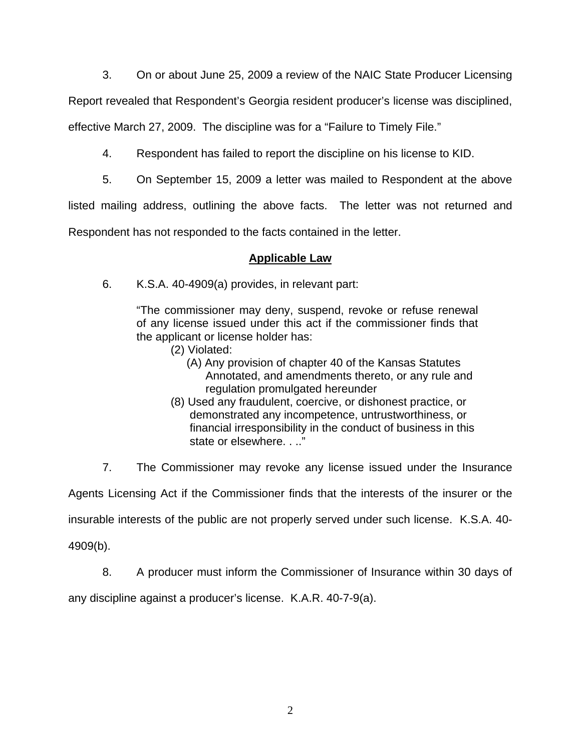3. On or about June 25, 2009 a review of the NAIC State Producer Licensing Report revealed that Respondent's Georgia resident producer's license was disciplined, effective March 27, 2009. The discipline was for a "Failure to Timely File."

4. Respondent has failed to report the discipline on his license to KID.

5. On September 15, 2009 a letter was mailed to Respondent at the above listed mailing address, outlining the above facts. The letter was not returned and Respondent has not responded to the facts contained in the letter.

## **Applicable Law**

6. K.S.A. 40-4909(a) provides, in relevant part:

> "The commissioner may deny, suspend, revoke or refuse renewal of any license issued under this act if the commissioner finds that the applicant or license holder has:
>
> (2) Violated:
>
> (A) Any provision of chapter 40 of the Kansas Statutes Annotated, and amendments thereto, or any rule and regulation promulgated hereunder
>
> (8) Used any fraudulent, coercive, or dishonest practice, or demonstrated any incompetence, untrustworthiness, or financial irresponsibility in the conduct of business in this state or elsewhere. . .."

7. The Commissioner may revoke any license issued under the Insurance Agents Licensing Act if the Commissioner finds that the interests of the insurer or the insurable interests of the public are not properly served under such license. K.S.A. 40-4909(b).

8. A producer must inform the Commissioner of Insurance within 30 days of any discipline against a producer's license. K.A.R. 40-7-9(a).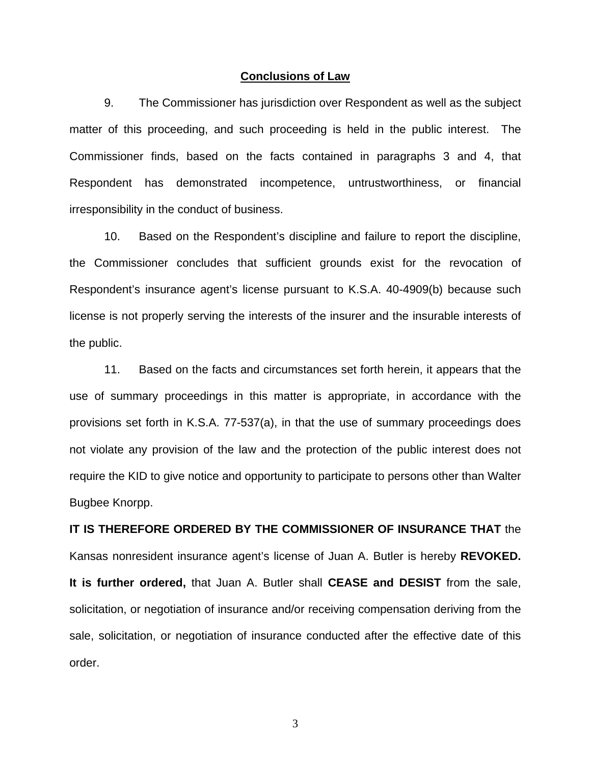**Conclusions of Law**

9. The Commissioner has jurisdiction over Respondent as well as the subject matter of this proceeding, and such proceeding is held in the public interest. The Commissioner finds, based on the facts contained in paragraphs 3 and 4, that Respondent has demonstrated incompetence, untrustworthiness, or financial irresponsibility in the conduct of business.

10. Based on the Respondent's discipline and failure to report the discipline, the Commissioner concludes that sufficient grounds exist for the revocation of Respondent's insurance agent's license pursuant to K.S.A. 40-4909(b) because such license is not properly serving the interests of the insurer and the insurable interests of the public.

11. Based on the facts and circumstances set forth herein, it appears that the use of summary proceedings in this matter is appropriate, in accordance with the provisions set forth in K.S.A. 77-537(a), in that the use of summary proceedings does not violate any provision of the law and the protection of the public interest does not require the KID to give notice and opportunity to participate to persons other than Walter Bugbee Knorpp.

**IT IS THEREFORE ORDERED BY THE COMMISSIONER OF INSURANCE THAT** the Kansas nonresident insurance agent's license of Juan A. Butler is hereby **REVOKED. It is further ordered,** that Juan A. Butler shall **CEASE and DESIST** from the sale, solicitation, or negotiation of insurance and/or receiving compensation deriving from the sale, solicitation, or negotiation of insurance conducted after the effective date of this order.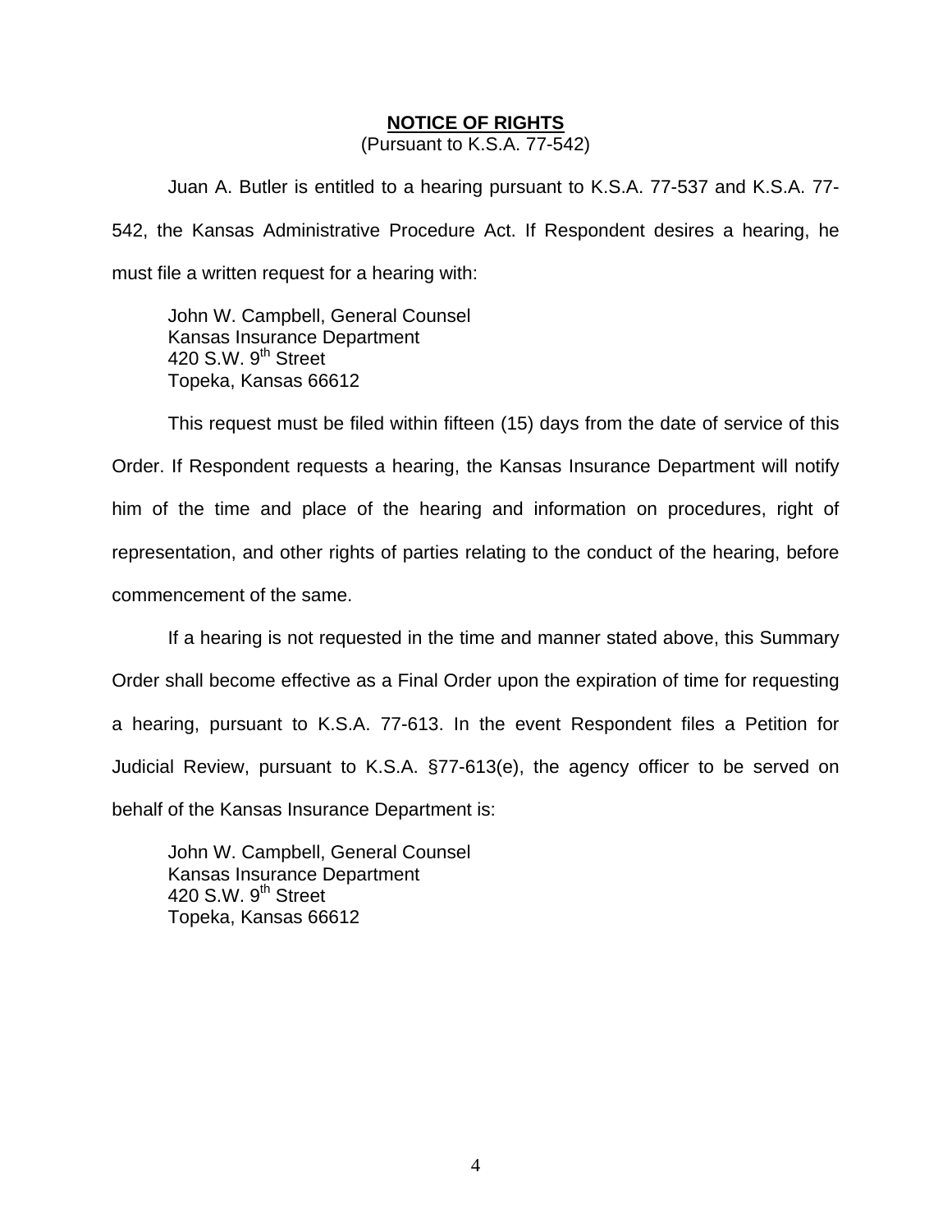## NOTICE OF RIGHTS

(Pursuant to K.S.A. 77-542)

Juan A. Butler is entitled to a hearing pursuant to K.S.A. 77-537 and K.S.A. 77-542, the Kansas Administrative Procedure Act. If Respondent desires a hearing, he must file a written request for a hearing with:

John W. Campbell, General Counsel
Kansas Insurance Department
420 S.W. 9th Street
Topeka, Kansas 66612

This request must be filed within fifteen (15) days from the date of service of this Order. If Respondent requests a hearing, the Kansas Insurance Department will notify him of the time and place of the hearing and information on procedures, right of representation, and other rights of parties relating to the conduct of the hearing, before commencement of the same.

If a hearing is not requested in the time and manner stated above, this Summary Order shall become effective as a Final Order upon the expiration of time for requesting a hearing, pursuant to K.S.A. 77-613. In the event Respondent files a Petition for Judicial Review, pursuant to K.S.A. §77-613(e), the agency officer to be served on behalf of the Kansas Insurance Department is:

John W. Campbell, General Counsel
Kansas Insurance Department
420 S.W. 9th Street
Topeka, Kansas 66612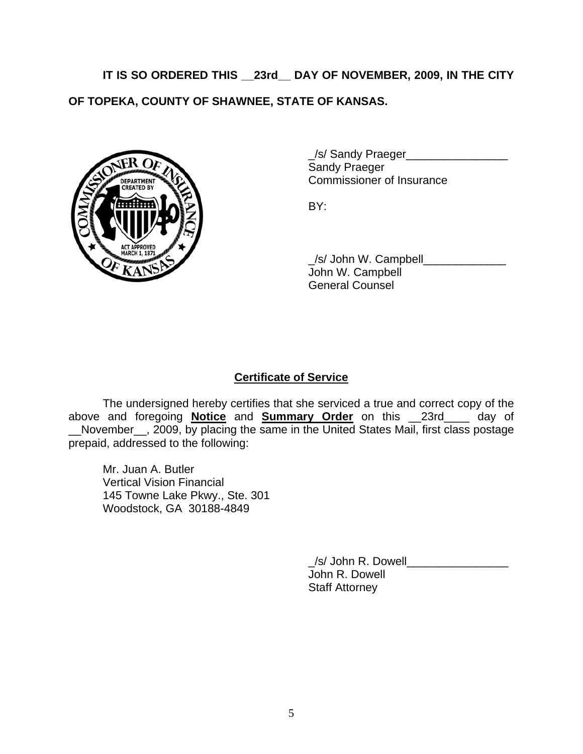**IT IS SO ORDERED THIS __23rd__ DAY OF NOVEMBER, 2009, IN THE CITY OF TOPEKA, COUNTY OF SHAWNEE, STATE OF KANSAS.**

_/s/ Sandy Praeger________________
Sandy Praeger
Commissioner of Insurance

BY:

_/s/ John W. Campbell_____________
John W. Campbell
General Counsel

## Certificate of Service

The undersigned hereby certifies that she serviced a true and correct copy of the above and foregoing **Notice** and **Summary Order** on this __23rd____ day of __November__, 2009, by placing the same in the United States Mail, first class postage prepaid, addressed to the following:

Mr. Juan A. Butler
Vertical Vision Financial
145 Towne Lake Pkwy., Ste. 301
Woodstock, GA 30188-4849

_/s/ John R. Dowell________________
John R. Dowell
Staff Attorney